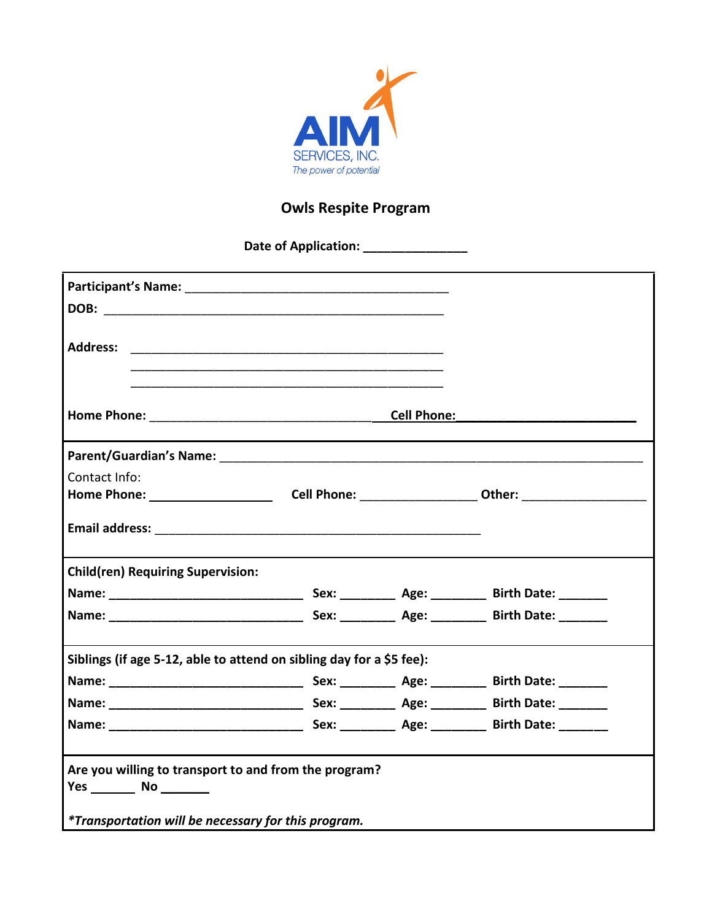AIM

SERVICES, INC.

*The power of potential*

# Owls Respite Program

**Date of Application:** _______________

**Participant's Name:** ________________________________________

**DOB:** ___________________________________________________

**Address:** _______________________________________________

_______________________________________________

_______________________________________________

**Home Phone:** _________________________________ **Cell Phone:** ___________________________

**Parent/Guardian's Name:** _______________________________________________________________

Contact Info:

**Home Phone:** __________________ **Cell Phone:** _________________ **Other:** __________________

**Email address:** _________________________________________________

**Child(ren) Requiring Supervision:**

**Name:** ____________________________ **Sex:** ________ **Age:** ________ **Birth Date:** _______

**Name:** ____________________________ **Sex:** ________ **Age:** ________ **Birth Date:** _______

**Siblings (if age 5-12, able to attend on sibling day for a $5 fee):**

**Name:** ____________________________ **Sex:** ________ **Age:** ________ **Birth Date:** _______

**Name:** ____________________________ **Sex:** ________ **Age:** ________ **Birth Date:** _______

**Name:** ____________________________ **Sex:** ________ **Age:** ________ **Birth Date:** _______

**Are you willing to transport to and from the program?**

**Yes** _______ **No** _______

***Transportation will be necessary for this program.***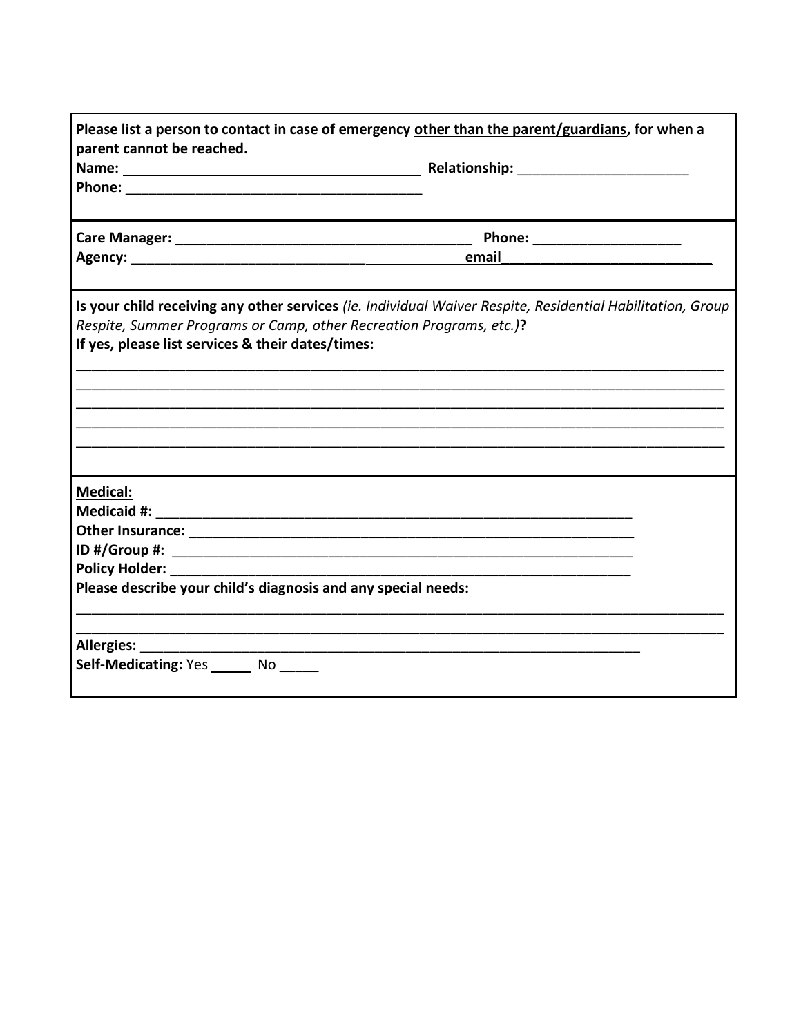**Please list a person to contact in case of emergency <u>other than the parent/guardians</u>, for when a parent cannot be reached.**

**Name:** ______________________________________ **Relationship:** ______________________

**Phone:** ______________________________________

---

**Care Manager:** ______________________________________ **Phone:** ___________________

**Agency:** __________________________________________ **email** ___________________________

---

**Is your child receiving any other services** *(ie. Individual Waiver Respite, Residential Habilitation, Group Respite, Summer Programs or Camp, other Recreation Programs, etc.)***?**

**If yes, please list services & their dates/times:**

______________________________________________________________________________________

______________________________________________________________________________________

______________________________________________________________________________________

______________________________________________________________________________________

______________________________________________________________________________________

---

**<u>Medical:</u>**

**Medicaid #:** _______________________________________________________________

**Other Insurance:** ___________________________________________________________

**ID #/Group #:** _____________________________________________________________

**Policy Holder:** _____________________________________________________________

**Please describe your child's diagnosis and any special needs:**

______________________________________________________________________________________

______________________________________________________________________________________

**Allergies:** _________________________________________________________________

**Self-Medicating:** Yes _____ No _____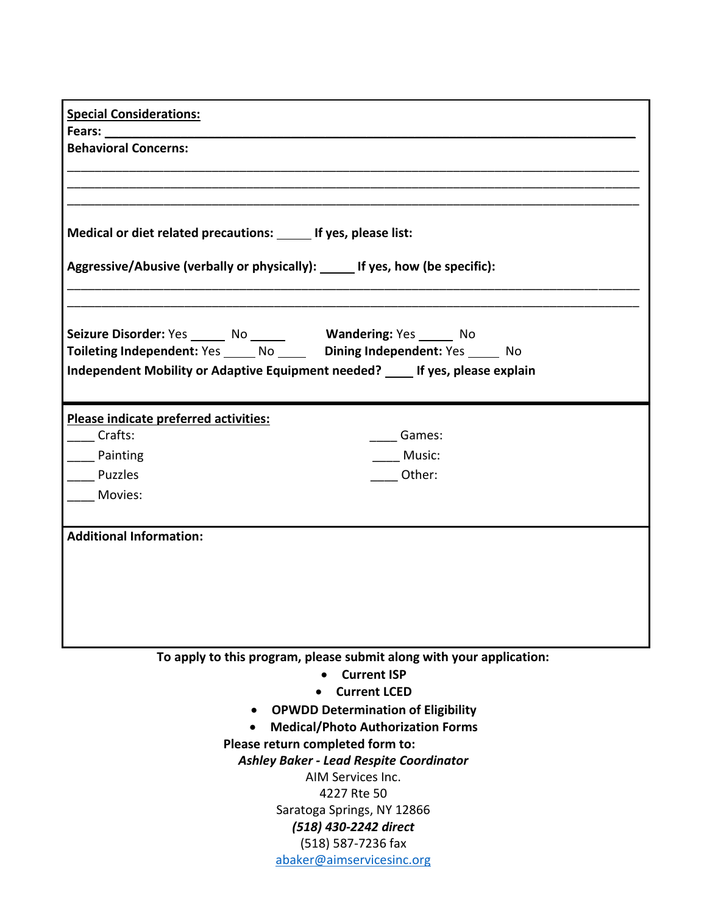**Special Considerations:**

**Fears:** ______________________________________________________________________________

**Behavioral Concerns:**

______________________________________________________________________________________

______________________________________________________________________________________

______________________________________________________________________________________

**Medical or diet related precautions:** _____ **If yes, please list:**

**Aggressive/Abusive (verbally or physically):** _____ **If yes, how (be specific):**

______________________________________________________________________________________

______________________________________________________________________________________

**Seizure Disorder:** Yes _____ No _____ **Wandering:** Yes _____ No

**Toileting Independent:** Yes _____ No _____ **Dining Independent:** Yes _____ No

**Independent Mobility or Adaptive Equipment needed?** ____ **If yes, please explain**

**Please indicate preferred activities:**

____ Crafts:

____ Painting

____ Puzzles

____ Movies:

____ Games:

____ Music:

____ Other:

**Additional Information:**

**To apply to this program, please submit along with your application:**

- **Current ISP**
- **Current LCED**
- **OPWDD Determination of Eligibility**
- **Medical/Photo Authorization Forms**

**Please return completed form to:**

***Ashley Baker - Lead Respite Coordinator***

AIM Services Inc.

4227 Rte 50

Saratoga Springs, NY 12866

***(518) 430-2242 direct***

(518) 587-7236 fax

abaker@aimservicesinc.org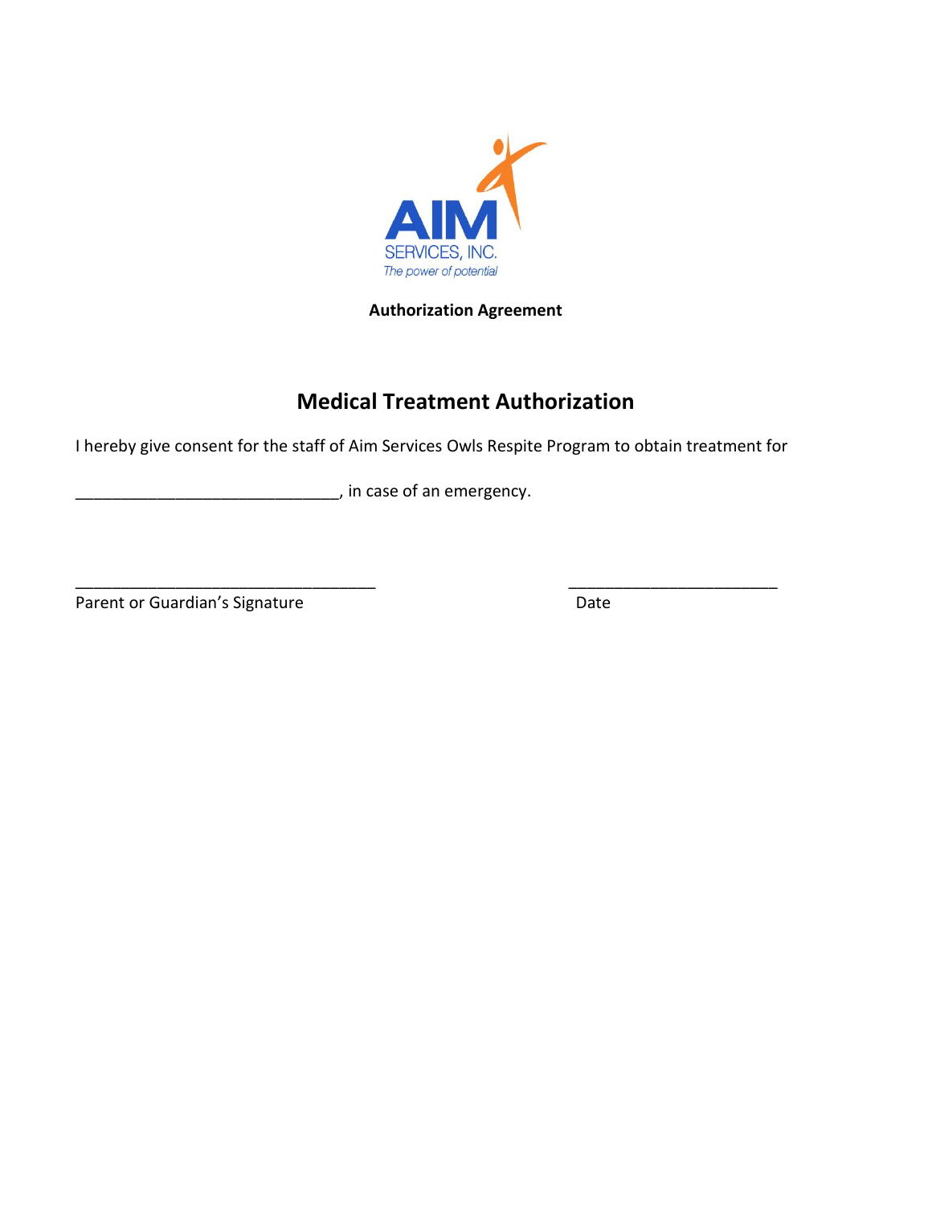AIM SERVICES, INC.
The power of potential

**Authorization Agreement**

## Medical Treatment Authorization

I hereby give consent for the staff of Aim Services Owls Respite Program to obtain treatment for

_____________________________, in case of an emergency.

_________________________________ _______________________

Parent or Guardian's Signature Date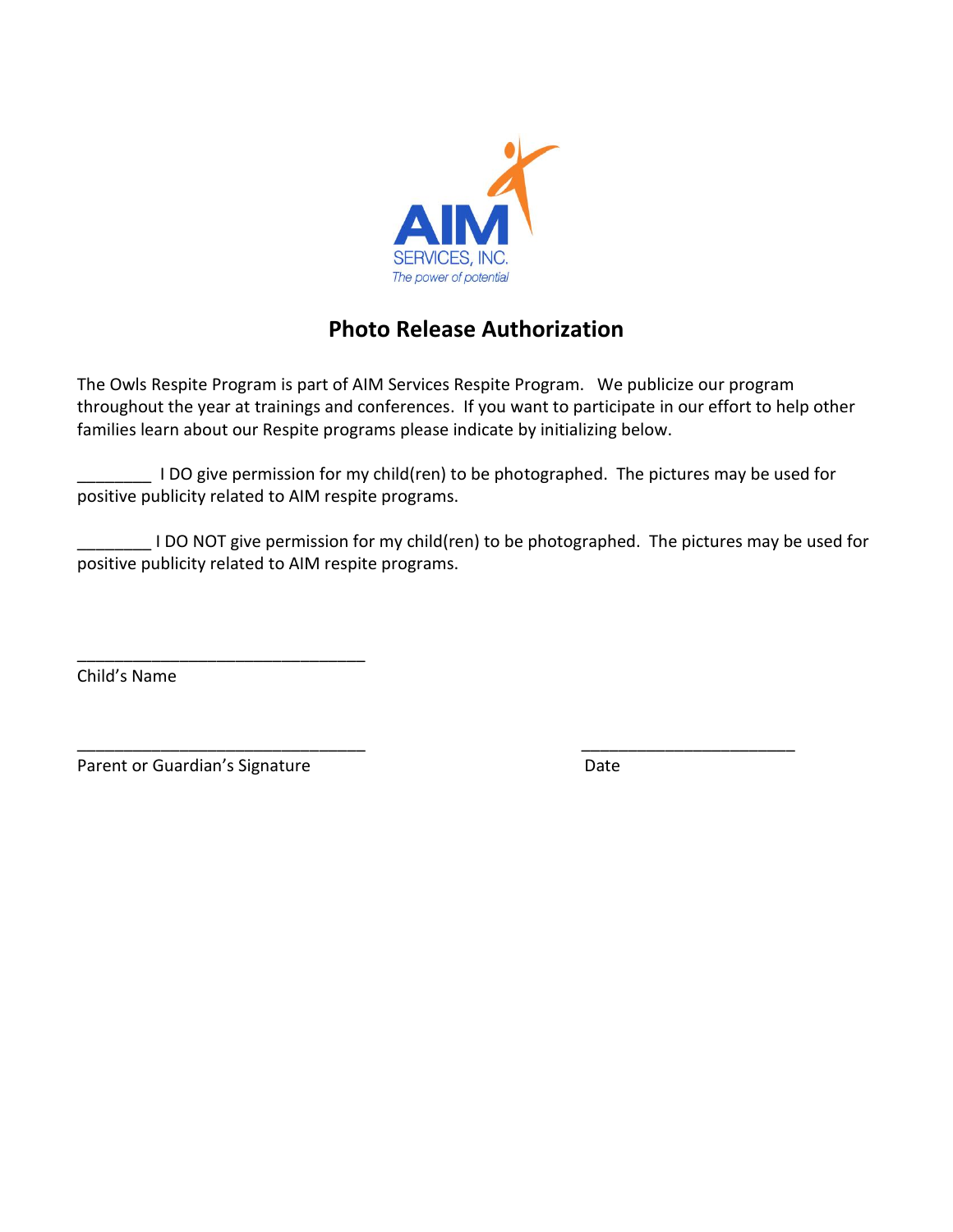AIM
SERVICES, INC.
*The power of potential*

## Photo Release Authorization

The Owls Respite Program is part of AIM Services Respite Program. We publicize our program throughout the year at trainings and conferences. If you want to participate in our effort to help other families learn about our Respite programs please indicate by initializing below.

________ I DO give permission for my child(ren) to be photographed. The pictures may be used for positive publicity related to AIM respite programs.

________ I DO NOT give permission for my child(ren) to be photographed. The pictures may be used for positive publicity related to AIM respite programs.

________________________________
Child's Name

________________________________                    ________________________
Parent or Guardian's Signature                    Date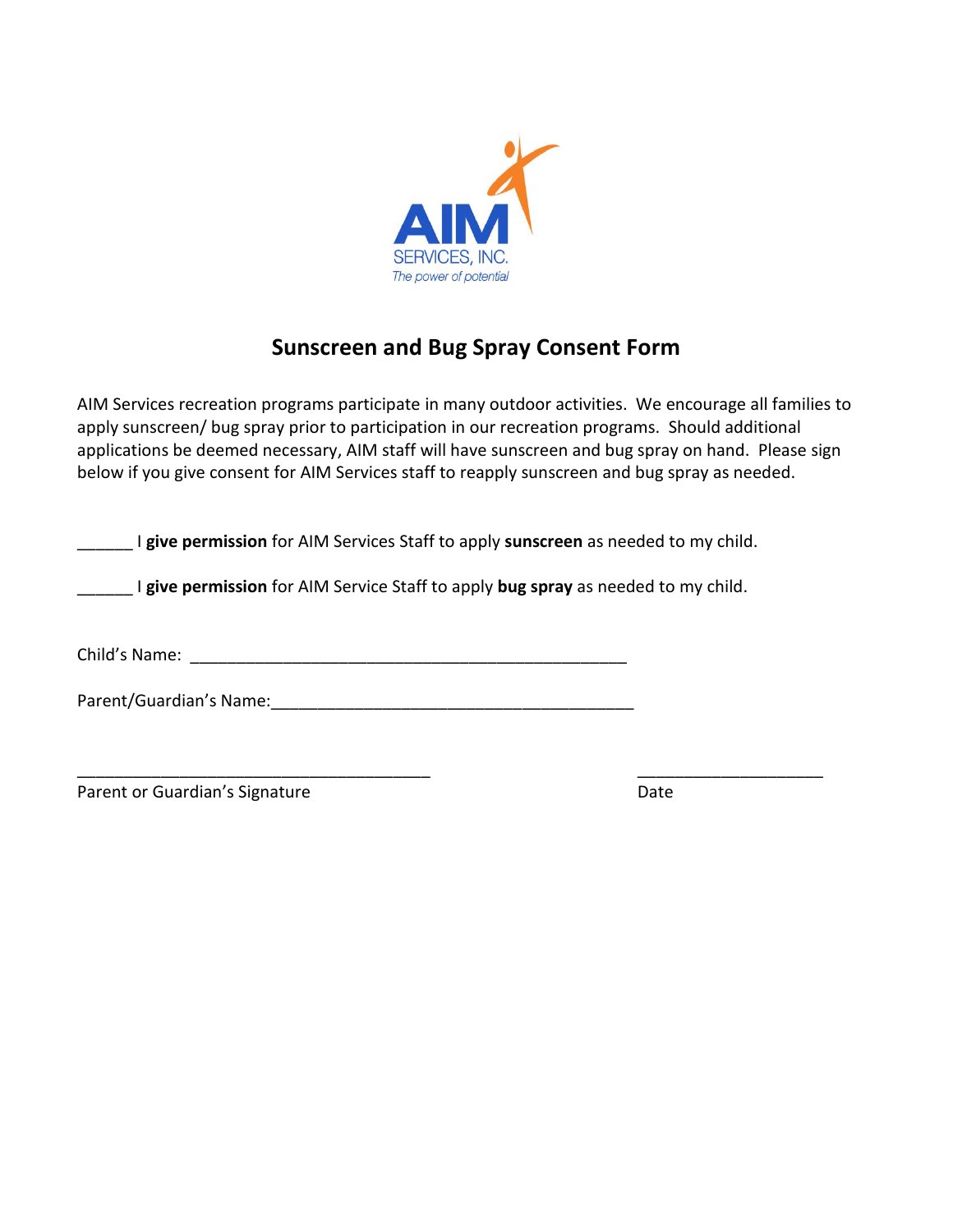AIM
SERVICES, INC.
*The power of potential*

## Sunscreen and Bug Spray Consent Form

AIM Services recreation programs participate in many outdoor activities. We encourage all families to apply sunscreen/ bug spray prior to participation in our recreation programs. Should additional applications be deemed necessary, AIM staff will have sunscreen and bug spray on hand. Please sign below if you give consent for AIM Services staff to reapply sunscreen and bug spray as needed.

______ I **give permission** for AIM Services Staff to apply **sunscreen** as needed to my child.

______ I **give permission** for AIM Service Staff to apply **bug spray** as needed to my child.

Child's Name: ________________________________________________

Parent/Guardian's Name:________________________________________

_______________________________________ ____________________

Parent or Guardian's Signature Date